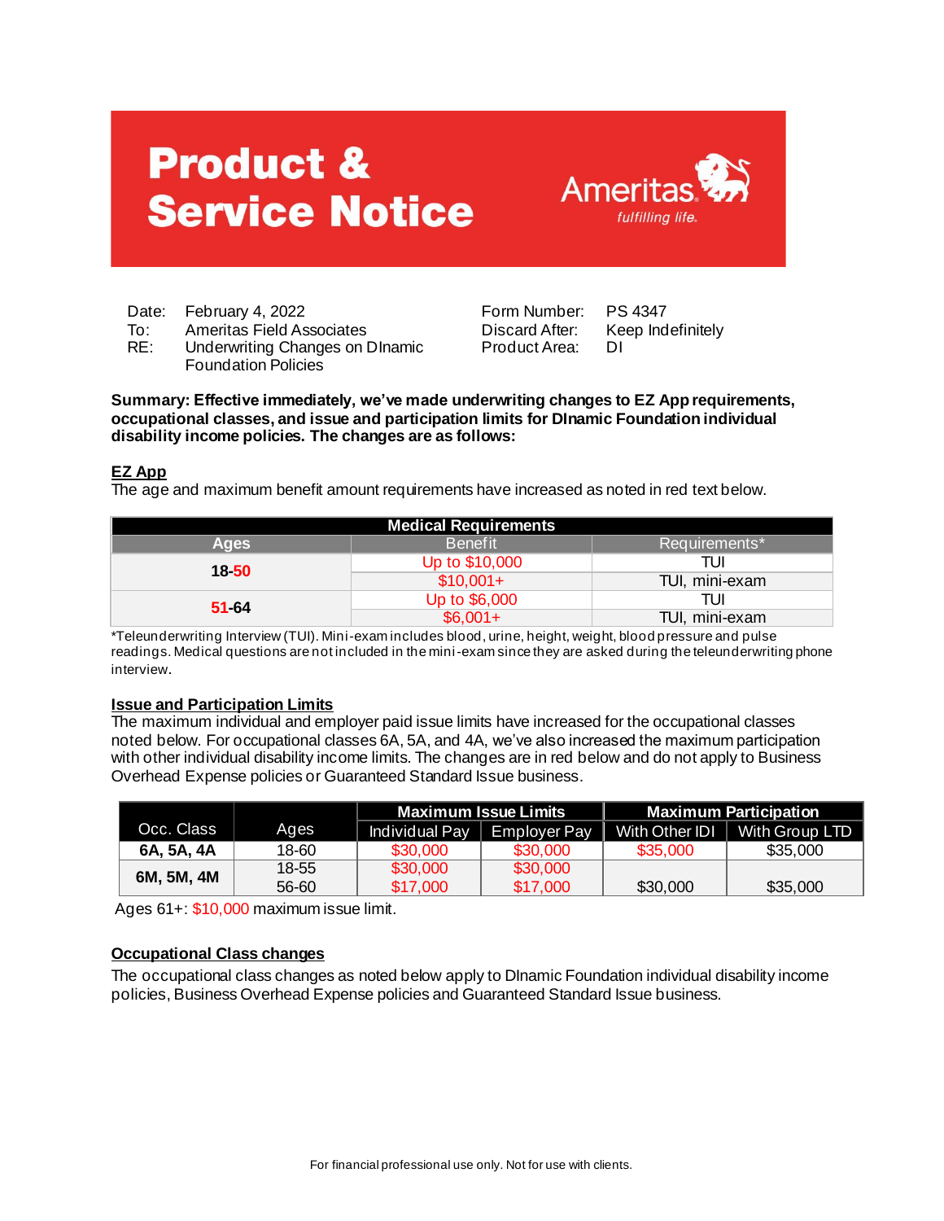# Product & Service Notice

Ameritas
*fulfilling life.*

| | | | |
|---|---|---|---|
| Date: | February 4, 2022 | Form Number: | PS 4347 |
| To: | Ameritas Field Associates | Discard After: | Keep Indefinitely |
| RE: | Underwriting Changes on DInamic Foundation Policies | Product Area: | DI |

**Summary: Effective immediately, we've made underwriting changes to EZ App requirements, occupational classes, and issue and participation limits for DInamic Foundation individual disability income policies. The changes are as follows:**

## EZ App

The age and maximum benefit amount requirements have increased as noted in red text below.

| Medical Requirements | | |
|---|---|---|
| **Ages** | **Benefit** | **Requirements*** |
| **18-50** | Up to $10,000 | TUI |
| | $10,001+ | TUI, mini-exam |
| **51-64** | Up to $6,000 | TUI |
| | $6,001+ | TUI, mini-exam |

*Teleunderwriting Interview (TUI). Mini-exam includes blood, urine, height, weight, blood pressure and pulse readings. Medical questions are not included in the mini-exam since they are asked during the teleunderwriting phone interview.

## Issue and Participation Limits

The maximum individual and employer paid issue limits have increased for the occupational classes noted below. For occupational classes 6A, 5A, and 4A, we've also increased the maximum participation with other individual disability income limits. The changes are in red below and do not apply to Business Overhead Expense policies or Guaranteed Standard Issue business.

| Occ. Class | Ages | Maximum Issue Limits | | Maximum Participation | |
|---|---|---|---|---|---|
| | | Individual Pay | Employer Pay | With Other IDI | With Group LTD |
| **6A, 5A, 4A** | 18-60 | $30,000 | $30,000 | $35,000 | $35,000 |
| **6M, 5M, 4M** | 18-55 | $30,000 | $30,000 | | |
| | 56-60 | $17,000 | $17,000 | $30,000 | $35,000 |

Ages 61+: $10,000 maximum issue limit.

## Occupational Class changes

The occupational class changes as noted below apply to DInamic Foundation individual disability income policies, Business Overhead Expense policies and Guaranteed Standard Issue business.

For financial professional use only. Not for use with clients.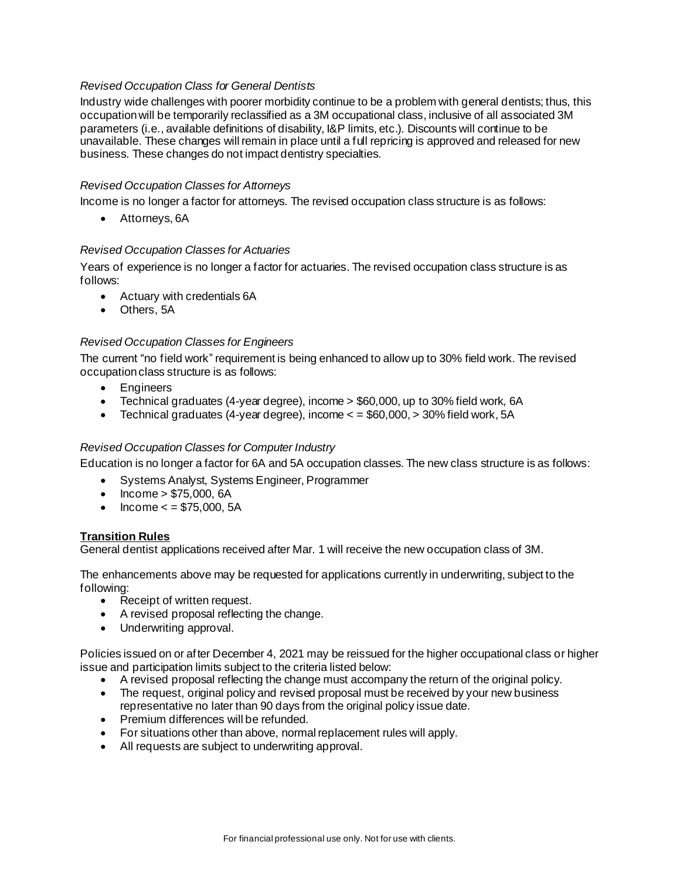*Revised Occupation Class for General Dentists*

Industry wide challenges with poorer morbidity continue to be a problem with general dentists; thus, this occupation will be temporarily reclassified as a 3M occupational class, inclusive of all associated 3M parameters (i.e., available definitions of disability, I&P limits, etc.). Discounts will continue to be unavailable. These changes will remain in place until a full repricing is approved and released for new business. These changes do not impact dentistry specialties.

*Revised Occupation Classes for Attorneys*

Income is no longer a factor for attorneys. The revised occupation class structure is as follows:

- Attorneys, 6A

*Revised Occupation Classes for Actuaries*

Years of experience is no longer a factor for actuaries. The revised occupation class structure is as follows:

- Actuary with credentials 6A
- Others, 5A

*Revised Occupation Classes for Engineers*

The current "no field work" requirement is being enhanced to allow up to 30% field work. The revised occupation class structure is as follows:

- Engineers
- Technical graduates (4-year degree), income > $60,000, up to 30% field work, 6A
- Technical graduates (4-year degree), income < = $60,000, > 30% field work, 5A

*Revised Occupation Classes for Computer Industry*

Education is no longer a factor for 6A and 5A occupation classes. The new class structure is as follows:

- Systems Analyst, Systems Engineer, Programmer
- Income > $75,000, 6A
- Income < = $75,000, 5A

**Transition Rules**

General dentist applications received after Mar. 1 will receive the new occupation class of 3M.

The enhancements above may be requested for applications currently in underwriting, subject to the following:

- Receipt of written request.
- A revised proposal reflecting the change.
- Underwriting approval.

Policies issued on or after December 4, 2021 may be reissued for the higher occupational class or higher issue and participation limits subject to the criteria listed below:

- A revised proposal reflecting the change must accompany the return of the original policy.
- The request, original policy and revised proposal must be received by your new business representative no later than 90 days from the original policy issue date.
- Premium differences will be refunded.
- For situations other than above, normal replacement rules will apply.
- All requests are subject to underwriting approval.

For financial professional use only. Not for use with clients.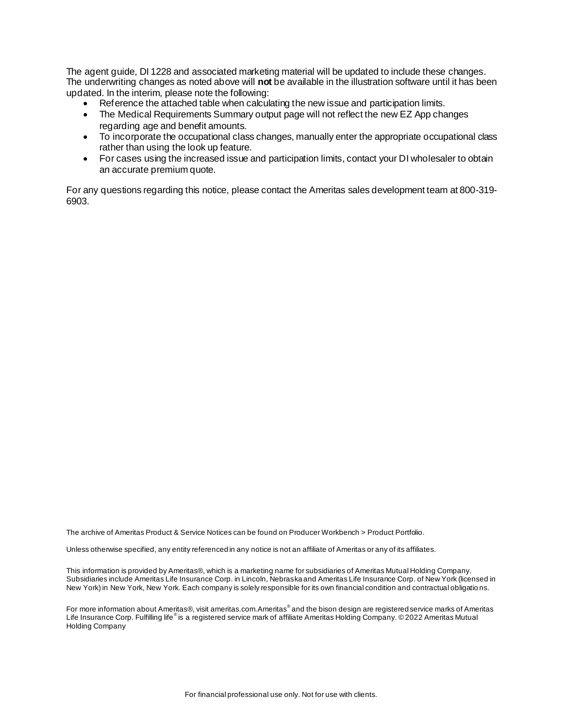The agent guide, DI 1228 and associated marketing material will be updated to include these changes. The underwriting changes as noted above will **not** be available in the illustration software until it has been updated. In the interim, please note the following:

- Reference the attached table when calculating the new issue and participation limits.
- The Medical Requirements Summary output page will not reflect the new EZ App changes regarding age and benefit amounts.
- To incorporate the occupational class changes, manually enter the appropriate occupational class rather than using the look up feature.
- For cases using the increased issue and participation limits, contact your DI wholesaler to obtain an accurate premium quote.

For any questions regarding this notice, please contact the Ameritas sales development team at 800-319-6903.

The archive of Ameritas Product & Service Notices can be found on Producer Workbench > Product Portfolio.

Unless otherwise specified, any entity referenced in any notice is not an affiliate of Ameritas or any of its affiliates.

This information is provided by Ameritas®, which is a marketing name for subsidiaries of Ameritas Mutual Holding Company. Subsidiaries include Ameritas Life Insurance Corp. in Lincoln, Nebraska and Ameritas Life Insurance Corp. of New York (licensed in New York) in New York, New York. Each company is solely responsible for its own financial condition and contractual obligations.

For more information about Ameritas®, visit ameritas.com. Ameritas® and the bison design are registered service marks of Ameritas Life Insurance Corp. Fulfilling life® is a registered service mark of affiliate Ameritas Holding Company. © 2022 Ameritas Mutual Holding Company

For financial professional use only. Not for use with clients.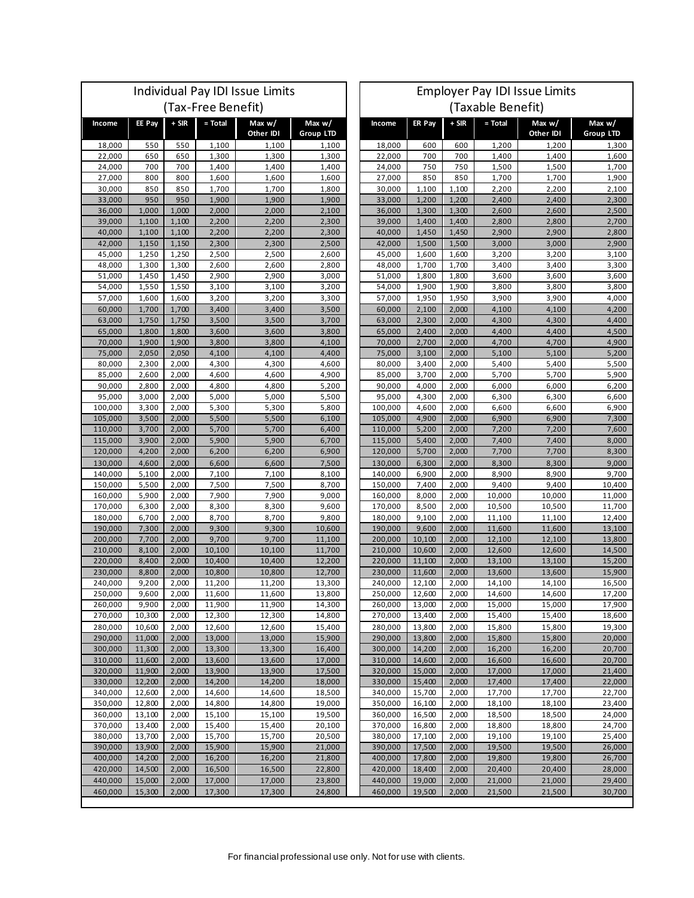## Individual Pay IDI Issue Limits (Tax-Free Benefit)

| Income | EE Pay | + SIR | = Total | Max w/ Other IDI | Max w/ Group LTD |
|---|---|---|---|---|---|
| 18,000 | 550 | 550 | 1,100 | 1,100 | 1,100 |
| 22,000 | 650 | 650 | 1,300 | 1,300 | 1,300 |
| 24,000 | 700 | 700 | 1,400 | 1,400 | 1,400 |
| 27,000 | 800 | 800 | 1,600 | 1,600 | 1,600 |
| 30,000 | 850 | 850 | 1,700 | 1,700 | 1,800 |
| 33,000 | 950 | 950 | 1,900 | 1,900 | 1,900 |
| 36,000 | 1,000 | 1,000 | 2,000 | 2,000 | 2,100 |
| 39,000 | 1,100 | 1,100 | 2,200 | 2,200 | 2,300 |
| 40,000 | 1,100 | 1,100 | 2,200 | 2,200 | 2,300 |
| 42,000 | 1,150 | 1,150 | 2,300 | 2,300 | 2,500 |
| 45,000 | 1,250 | 1,250 | 2,500 | 2,500 | 2,600 |
| 48,000 | 1,300 | 1,300 | 2,600 | 2,600 | 2,800 |
| 51,000 | 1,450 | 1,450 | 2,900 | 2,900 | 3,000 |
| 54,000 | 1,550 | 1,550 | 3,100 | 3,100 | 3,200 |
| 57,000 | 1,600 | 1,600 | 3,200 | 3,200 | 3,300 |
| 60,000 | 1,700 | 1,700 | 3,400 | 3,400 | 3,500 |
| 63,000 | 1,750 | 1,750 | 3,500 | 3,500 | 3,700 |
| 65,000 | 1,800 | 1,800 | 3,600 | 3,600 | 3,800 |
| 70,000 | 1,900 | 1,900 | 3,800 | 3,800 | 4,100 |
| 75,000 | 2,050 | 2,050 | 4,100 | 4,100 | 4,400 |
| 80,000 | 2,300 | 2,000 | 4,300 | 4,300 | 4,600 |
| 85,000 | 2,600 | 2,000 | 4,600 | 4,600 | 4,900 |
| 90,000 | 2,800 | 2,000 | 4,800 | 4,800 | 5,200 |
| 95,000 | 3,000 | 2,000 | 5,000 | 5,000 | 5,500 |
| 100,000 | 3,300 | 2,000 | 5,300 | 5,300 | 5,800 |
| 105,000 | 3,500 | 2,000 | 5,500 | 5,500 | 6,100 |
| 110,000 | 3,700 | 2,000 | 5,700 | 5,700 | 6,400 |
| 115,000 | 3,900 | 2,000 | 5,900 | 5,900 | 6,700 |
| 120,000 | 4,200 | 2,000 | 6,200 | 6,200 | 6,900 |
| 130,000 | 4,600 | 2,000 | 6,600 | 6,600 | 7,500 |
| 140,000 | 5,100 | 2,000 | 7,100 | 7,100 | 8,100 |
| 150,000 | 5,500 | 2,000 | 7,500 | 7,500 | 8,700 |
| 160,000 | 5,900 | 2,000 | 7,900 | 7,900 | 9,000 |
| 170,000 | 6,300 | 2,000 | 8,300 | 8,300 | 9,600 |
| 180,000 | 6,700 | 2,000 | 8,700 | 8,700 | 9,800 |
| 190,000 | 7,300 | 2,000 | 9,300 | 9,300 | 10,600 |
| 200,000 | 7,700 | 2,000 | 9,700 | 9,700 | 11,100 |
| 210,000 | 8,100 | 2,000 | 10,100 | 10,100 | 11,700 |
| 220,000 | 8,400 | 2,000 | 10,400 | 10,400 | 12,200 |
| 230,000 | 8,800 | 2,000 | 10,800 | 10,800 | 12,700 |
| 240,000 | 9,200 | 2,000 | 11,200 | 11,200 | 13,300 |
| 250,000 | 9,600 | 2,000 | 11,600 | 11,600 | 13,800 |
| 260,000 | 9,900 | 2,000 | 11,900 | 11,900 | 14,300 |
| 270,000 | 10,300 | 2,000 | 12,300 | 12,300 | 14,800 |
| 280,000 | 10,600 | 2,000 | 12,600 | 12,600 | 15,400 |
| 290,000 | 11,000 | 2,000 | 13,000 | 13,000 | 15,900 |
| 300,000 | 11,300 | 2,000 | 13,300 | 13,300 | 16,400 |
| 310,000 | 11,600 | 2,000 | 13,600 | 13,600 | 17,000 |
| 320,000 | 11,900 | 2,000 | 13,900 | 13,900 | 17,500 |
| 330,000 | 12,200 | 2,000 | 14,200 | 14,200 | 18,000 |
| 340,000 | 12,600 | 2,000 | 14,600 | 14,600 | 18,500 |
| 350,000 | 12,800 | 2,000 | 14,800 | 14,800 | 19,000 |
| 360,000 | 13,100 | 2,000 | 15,100 | 15,100 | 19,500 |
| 370,000 | 13,400 | 2,000 | 15,400 | 15,400 | 20,100 |
| 380,000 | 13,700 | 2,000 | 15,700 | 15,700 | 20,500 |
| 390,000 | 13,900 | 2,000 | 15,900 | 15,900 | 21,000 |
| 400,000 | 14,200 | 2,000 | 16,200 | 16,200 | 21,800 |
| 420,000 | 14,500 | 2,000 | 16,500 | 16,500 | 22,800 |
| 440,000 | 15,000 | 2,000 | 17,000 | 17,000 | 23,800 |
| 460,000 | 15,300 | 2,000 | 17,300 | 17,300 | 24,800 |

## Employer Pay IDI Issue Limits (Taxable Benefit)

| Income | ER Pay | + SIR | = Total | Max w/ Other IDI | Max w/ Group LTD |
|---|---|---|---|---|---|
| 18,000 | 600 | 600 | 1,200 | 1,200 | 1,300 |
| 22,000 | 700 | 700 | 1,400 | 1,400 | 1,600 |
| 24,000 | 750 | 750 | 1,500 | 1,500 | 1,700 |
| 27,000 | 850 | 850 | 1,700 | 1,700 | 1,900 |
| 30,000 | 1,100 | 1,100 | 2,200 | 2,200 | 2,100 |
| 33,000 | 1,200 | 1,200 | 2,400 | 2,400 | 2,300 |
| 36,000 | 1,300 | 1,300 | 2,600 | 2,600 | 2,500 |
| 39,000 | 1,400 | 1,400 | 2,800 | 2,800 | 2,700 |
| 40,000 | 1,450 | 1,450 | 2,900 | 2,900 | 2,800 |
| 42,000 | 1,500 | 1,500 | 3,000 | 3,000 | 2,900 |
| 45,000 | 1,600 | 1,600 | 3,200 | 3,200 | 3,100 |
| 48,000 | 1,700 | 1,700 | 3,400 | 3,400 | 3,300 |
| 51,000 | 1,800 | 1,800 | 3,600 | 3,600 | 3,600 |
| 54,000 | 1,900 | 1,900 | 3,800 | 3,800 | 3,800 |
| 57,000 | 1,950 | 1,950 | 3,900 | 3,900 | 4,000 |
| 60,000 | 2,100 | 2,000 | 4,100 | 4,100 | 4,200 |
| 63,000 | 2,300 | 2,000 | 4,300 | 4,300 | 4,400 |
| 65,000 | 2,400 | 2,000 | 4,400 | 4,400 | 4,500 |
| 70,000 | 2,700 | 2,000 | 4,700 | 4,700 | 4,900 |
| 75,000 | 3,100 | 2,000 | 5,100 | 5,100 | 5,200 |
| 80,000 | 3,400 | 2,000 | 5,400 | 5,400 | 5,500 |
| 85,000 | 3,700 | 2,000 | 5,700 | 5,700 | 5,900 |
| 90,000 | 4,000 | 2,000 | 6,000 | 6,000 | 6,200 |
| 95,000 | 4,300 | 2,000 | 6,300 | 6,300 | 6,600 |
| 100,000 | 4,600 | 2,000 | 6,600 | 6,600 | 6,900 |
| 105,000 | 4,900 | 2,000 | 6,900 | 6,900 | 7,300 |
| 110,000 | 5,200 | 2,000 | 7,200 | 7,200 | 7,600 |
| 115,000 | 5,400 | 2,000 | 7,400 | 7,400 | 8,000 |
| 120,000 | 5,700 | 2,000 | 7,700 | 7,700 | 8,300 |
| 130,000 | 6,300 | 2,000 | 8,300 | 8,300 | 9,000 |
| 140,000 | 6,900 | 2,000 | 8,900 | 8,900 | 9,700 |
| 150,000 | 7,400 | 2,000 | 9,400 | 9,400 | 10,400 |
| 160,000 | 8,000 | 2,000 | 10,000 | 10,000 | 11,000 |
| 170,000 | 8,500 | 2,000 | 10,500 | 10,500 | 11,700 |
| 180,000 | 9,100 | 2,000 | 11,100 | 11,100 | 12,400 |
| 190,000 | 9,600 | 2,000 | 11,600 | 11,600 | 13,100 |
| 200,000 | 10,100 | 2,000 | 12,100 | 12,100 | 13,800 |
| 210,000 | 10,600 | 2,000 | 12,600 | 12,600 | 14,500 |
| 220,000 | 11,100 | 2,000 | 13,100 | 13,100 | 15,200 |
| 230,000 | 11,600 | 2,000 | 13,600 | 13,600 | 15,900 |
| 240,000 | 12,100 | 2,000 | 14,100 | 14,100 | 16,500 |
| 250,000 | 12,600 | 2,000 | 14,600 | 14,600 | 17,200 |
| 260,000 | 13,000 | 2,000 | 15,000 | 15,000 | 17,900 |
| 270,000 | 13,400 | 2,000 | 15,400 | 15,400 | 18,600 |
| 280,000 | 13,800 | 2,000 | 15,800 | 15,800 | 19,300 |
| 290,000 | 13,800 | 2,000 | 15,800 | 15,800 | 20,000 |
| 300,000 | 14,200 | 2,000 | 16,200 | 16,200 | 20,700 |
| 310,000 | 14,600 | 2,000 | 16,600 | 16,600 | 20,700 |
| 320,000 | 15,000 | 2,000 | 17,000 | 17,000 | 21,400 |
| 330,000 | 15,400 | 2,000 | 17,400 | 17,400 | 22,000 |
| 340,000 | 15,700 | 2,000 | 17,700 | 17,700 | 22,700 |
| 350,000 | 16,100 | 2,000 | 18,100 | 18,100 | 23,400 |
| 360,000 | 16,500 | 2,000 | 18,500 | 18,500 | 24,000 |
| 370,000 | 16,800 | 2,000 | 18,800 | 18,800 | 24,700 |
| 380,000 | 17,100 | 2,000 | 19,100 | 19,100 | 25,400 |
| 390,000 | 17,500 | 2,000 | 19,500 | 19,500 | 26,000 |
| 400,000 | 17,800 | 2,000 | 19,800 | 19,800 | 26,700 |
| 420,000 | 18,400 | 2,000 | 20,400 | 20,400 | 28,000 |
| 440,000 | 19,000 | 2,000 | 21,000 | 21,000 | 29,400 |
| 460,000 | 19,500 | 2,000 | 21,500 | 21,500 | 30,700 |

For financial professional use only. Not for use with clients.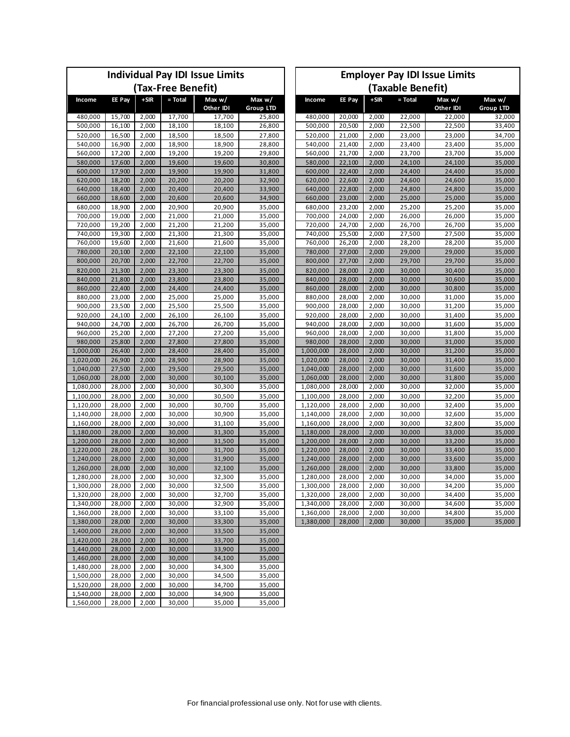## Individual Pay IDI Issue Limits (Tax-Free Benefit)

| Income | EE Pay | +SIR | = Total | Max w/ Other IDI | Max w/ Group LTD |
|---|---|---|---|---|---|
| 480,000 | 15,700 | 2,000 | 17,700 | 17,700 | 25,800 |
| 500,000 | 16,100 | 2,000 | 18,100 | 18,100 | 26,800 |
| 520,000 | 16,500 | 2,000 | 18,500 | 18,500 | 27,800 |
| 540,000 | 16,900 | 2,000 | 18,900 | 18,900 | 28,800 |
| 560,000 | 17,200 | 2,000 | 19,200 | 19,200 | 29,800 |
| 580,000 | 17,600 | 2,000 | 19,600 | 19,600 | 30,800 |
| 600,000 | 17,900 | 2,000 | 19,900 | 19,900 | 31,800 |
| 620,000 | 18,200 | 2,000 | 20,200 | 20,200 | 32,900 |
| 640,000 | 18,400 | 2,000 | 20,400 | 20,400 | 33,900 |
| 660,000 | 18,600 | 2,000 | 20,600 | 20,600 | 34,900 |
| 680,000 | 18,900 | 2,000 | 20,900 | 20,900 | 35,000 |
| 700,000 | 19,000 | 2,000 | 21,000 | 21,000 | 35,000 |
| 720,000 | 19,200 | 2,000 | 21,200 | 21,200 | 35,000 |
| 740,000 | 19,300 | 2,000 | 21,300 | 21,300 | 35,000 |
| 760,000 | 19,600 | 2,000 | 21,600 | 21,600 | 35,000 |
| 780,000 | 20,100 | 2,000 | 22,100 | 22,100 | 35,000 |
| 800,000 | 20,700 | 2,000 | 22,700 | 22,700 | 35,000 |
| 820,000 | 21,300 | 2,000 | 23,300 | 23,300 | 35,000 |
| 840,000 | 21,800 | 2,000 | 23,800 | 23,800 | 35,000 |
| 860,000 | 22,400 | 2,000 | 24,400 | 24,400 | 35,000 |
| 880,000 | 23,000 | 2,000 | 25,000 | 25,000 | 35,000 |
| 900,000 | 23,500 | 2,000 | 25,500 | 25,500 | 35,000 |
| 920,000 | 24,100 | 2,000 | 26,100 | 26,100 | 35,000 |
| 940,000 | 24,700 | 2,000 | 26,700 | 26,700 | 35,000 |
| 960,000 | 25,200 | 2,000 | 27,200 | 27,200 | 35,000 |
| 980,000 | 25,800 | 2,000 | 27,800 | 27,800 | 35,000 |
| 1,000,000 | 26,400 | 2,000 | 28,400 | 28,400 | 35,000 |
| 1,020,000 | 26,900 | 2,000 | 28,900 | 28,900 | 35,000 |
| 1,040,000 | 27,500 | 2,000 | 29,500 | 29,500 | 35,000 |
| 1,060,000 | 28,000 | 2,000 | 30,000 | 30,100 | 35,000 |
| 1,080,000 | 28,000 | 2,000 | 30,000 | 30,300 | 35,000 |
| 1,100,000 | 28,000 | 2,000 | 30,000 | 30,500 | 35,000 |
| 1,120,000 | 28,000 | 2,000 | 30,000 | 30,700 | 35,000 |
| 1,140,000 | 28,000 | 2,000 | 30,000 | 30,900 | 35,000 |
| 1,160,000 | 28,000 | 2,000 | 30,000 | 31,100 | 35,000 |
| 1,180,000 | 28,000 | 2,000 | 30,000 | 31,300 | 35,000 |
| 1,200,000 | 28,000 | 2,000 | 30,000 | 31,500 | 35,000 |
| 1,220,000 | 28,000 | 2,000 | 30,000 | 31,700 | 35,000 |
| 1,240,000 | 28,000 | 2,000 | 30,000 | 31,900 | 35,000 |
| 1,260,000 | 28,000 | 2,000 | 30,000 | 32,100 | 35,000 |
| 1,280,000 | 28,000 | 2,000 | 30,000 | 32,300 | 35,000 |
| 1,300,000 | 28,000 | 2,000 | 30,000 | 32,500 | 35,000 |
| 1,320,000 | 28,000 | 2,000 | 30,000 | 32,700 | 35,000 |
| 1,340,000 | 28,000 | 2,000 | 30,000 | 32,900 | 35,000 |
| 1,360,000 | 28,000 | 2,000 | 30,000 | 33,100 | 35,000 |
| 1,380,000 | 28,000 | 2,000 | 30,000 | 33,300 | 35,000 |
| 1,400,000 | 28,000 | 2,000 | 30,000 | 33,500 | 35,000 |
| 1,420,000 | 28,000 | 2,000 | 30,000 | 33,700 | 35,000 |
| 1,440,000 | 28,000 | 2,000 | 30,000 | 33,900 | 35,000 |
| 1,460,000 | 28,000 | 2,000 | 30,000 | 34,100 | 35,000 |
| 1,480,000 | 28,000 | 2,000 | 30,000 | 34,300 | 35,000 |
| 1,500,000 | 28,000 | 2,000 | 30,000 | 34,500 | 35,000 |
| 1,520,000 | 28,000 | 2,000 | 30,000 | 34,700 | 35,000 |
| 1,540,000 | 28,000 | 2,000 | 30,000 | 34,900 | 35,000 |
| 1,560,000 | 28,000 | 2,000 | 30,000 | 35,000 | 35,000 |

## Employer Pay IDI Issue Limits (Taxable Benefit)

| Income | EE Pay | +SIR | = Total | Max w/ Other IDI | Max w/ Group LTD |
|---|---|---|---|---|---|
| 480,000 | 20,000 | 2,000 | 22,000 | 22,000 | 32,000 |
| 500,000 | 20,500 | 2,000 | 22,500 | 22,500 | 33,400 |
| 520,000 | 21,000 | 2,000 | 23,000 | 23,000 | 34,700 |
| 540,000 | 21,400 | 2,000 | 23,400 | 23,400 | 35,000 |
| 560,000 | 21,700 | 2,000 | 23,700 | 23,700 | 35,000 |
| 580,000 | 22,100 | 2,000 | 24,100 | 24,100 | 35,000 |
| 600,000 | 22,400 | 2,000 | 24,400 | 24,400 | 35,000 |
| 620,000 | 22,600 | 2,000 | 24,600 | 24,600 | 35,000 |
| 640,000 | 22,800 | 2,000 | 24,800 | 24,800 | 35,000 |
| 660,000 | 23,000 | 2,000 | 25,000 | 25,000 | 35,000 |
| 680,000 | 23,200 | 2,000 | 25,200 | 25,200 | 35,000 |
| 700,000 | 24,000 | 2,000 | 26,000 | 26,000 | 35,000 |
| 720,000 | 24,700 | 2,000 | 26,700 | 26,700 | 35,000 |
| 740,000 | 25,500 | 2,000 | 27,500 | 27,500 | 35,000 |
| 760,000 | 26,200 | 2,000 | 28,200 | 28,200 | 35,000 |
| 780,000 | 27,000 | 2,000 | 29,000 | 29,000 | 35,000 |
| 800,000 | 27,700 | 2,000 | 29,700 | 29,700 | 35,000 |
| 820,000 | 28,000 | 2,000 | 30,000 | 30,400 | 35,000 |
| 840,000 | 28,000 | 2,000 | 30,000 | 30,600 | 35,000 |
| 860,000 | 28,000 | 2,000 | 30,000 | 30,800 | 35,000 |
| 880,000 | 28,000 | 2,000 | 30,000 | 31,000 | 35,000 |
| 900,000 | 28,000 | 2,000 | 30,000 | 31,200 | 35,000 |
| 920,000 | 28,000 | 2,000 | 30,000 | 31,400 | 35,000 |
| 940,000 | 28,000 | 2,000 | 30,000 | 31,600 | 35,000 |
| 960,000 | 28,000 | 2,000 | 30,000 | 31,800 | 35,000 |
| 980,000 | 28,000 | 2,000 | 30,000 | 31,000 | 35,000 |
| 1,000,000 | 28,000 | 2,000 | 30,000 | 31,200 | 35,000 |
| 1,020,000 | 28,000 | 2,000 | 30,000 | 31,400 | 35,000 |
| 1,040,000 | 28,000 | 2,000 | 30,000 | 31,600 | 35,000 |
| 1,060,000 | 28,000 | 2,000 | 30,000 | 31,800 | 35,000 |
| 1,080,000 | 28,000 | 2,000 | 30,000 | 32,000 | 35,000 |
| 1,100,000 | 28,000 | 2,000 | 30,000 | 32,200 | 35,000 |
| 1,120,000 | 28,000 | 2,000 | 30,000 | 32,400 | 35,000 |
| 1,140,000 | 28,000 | 2,000 | 30,000 | 32,600 | 35,000 |
| 1,160,000 | 28,000 | 2,000 | 30,000 | 32,800 | 35,000 |
| 1,180,000 | 28,000 | 2,000 | 30,000 | 33,000 | 35,000 |
| 1,200,000 | 28,000 | 2,000 | 30,000 | 33,200 | 35,000 |
| 1,220,000 | 28,000 | 2,000 | 30,000 | 33,400 | 35,000 |
| 1,240,000 | 28,000 | 2,000 | 30,000 | 33,600 | 35,000 |
| 1,260,000 | 28,000 | 2,000 | 30,000 | 33,800 | 35,000 |
| 1,280,000 | 28,000 | 2,000 | 30,000 | 34,000 | 35,000 |
| 1,300,000 | 28,000 | 2,000 | 30,000 | 34,200 | 35,000 |
| 1,320,000 | 28,000 | 2,000 | 30,000 | 34,400 | 35,000 |
| 1,340,000 | 28,000 | 2,000 | 30,000 | 34,600 | 35,000 |
| 1,360,000 | 28,000 | 2,000 | 30,000 | 34,800 | 35,000 |
| 1,380,000 | 28,000 | 2,000 | 30,000 | 35,000 | 35,000 |

For financial professional use only. Not for use with clients.